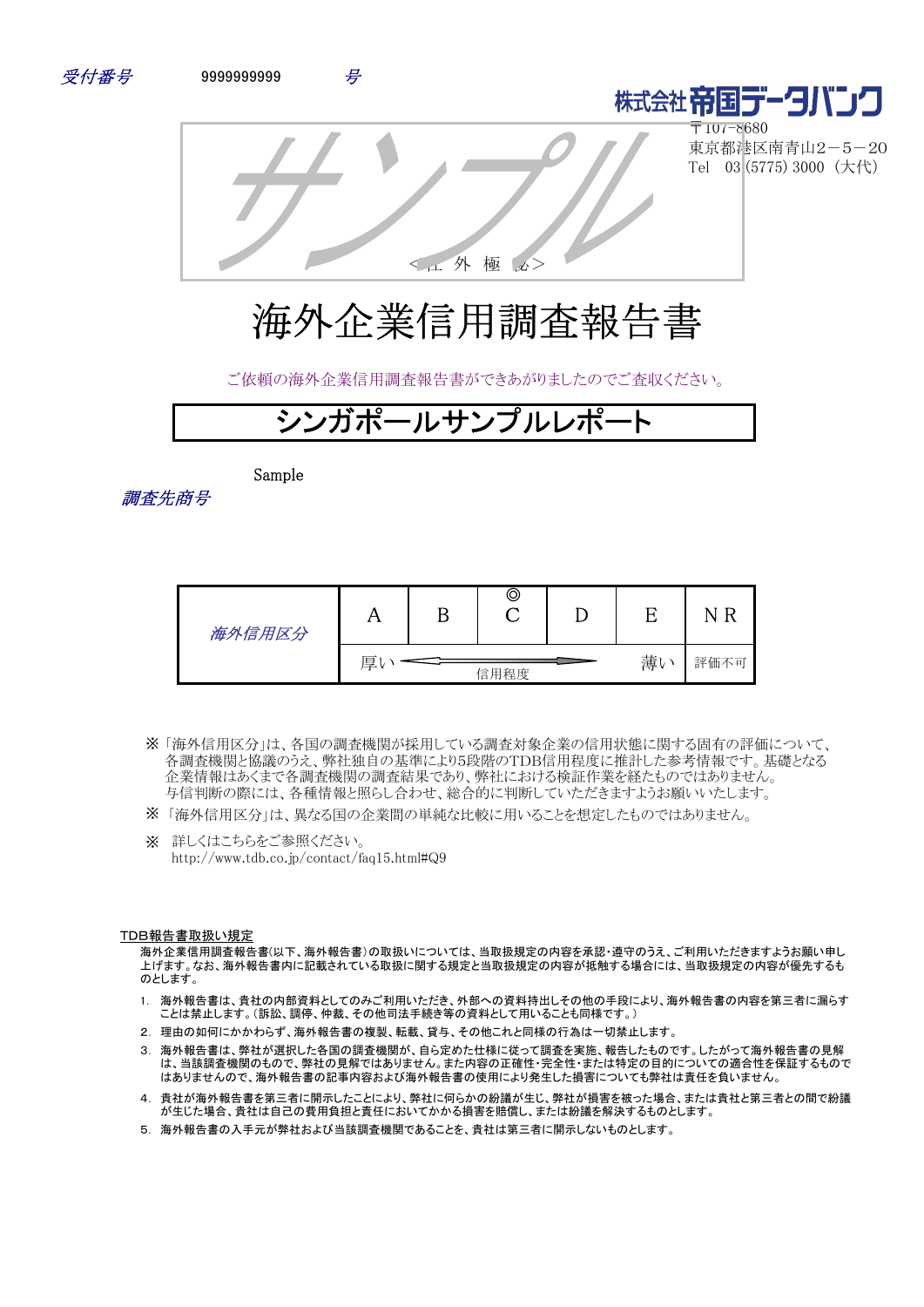受付番号　9999999999　号

株式会社帝国データバンク
〒107-8680
東京都港区南青山2－5－20
Tel　03（5775）3000（大代）

サンプル

＜社 外 極 秘＞

# 海外企業信用調査報告書

ご依頼の海外企業信用調査報告書ができあがりましたのでご査収ください。

## シンガポールサンプルレポート

調査先商号　Sample

| 海外信用区分 | A | B | ◎ C | D | E | N R |
|---|---|---|---|---|---|---|
| | 厚い ← 信用程度 → 薄い | | | | | 評価不可 |

※「海外信用区分」は、各国の調査機関が採用している調査対象企業の信用状態に関する固有の評価について、各調査機関と協議のうえ、弊社独自の基準により5段階のTDB信用程度に推計した参考情報です。基礎となる企業情報はあくまで各調査機関の調査結果であり、弊社における検証作業を経たものではありません。与信判断の際には、各種情報と照らし合わせ、総合的に判断していただきますようお願いいたします。

※「海外信用区分」は、異なる国の企業間の単純な比較に用いることを想定したものではありません。

※ 詳しくはこちらをご参照ください。
http://www.tdb.co.jp/contact/faq15.html#Q9

TDB報告書取扱い規定

海外企業信用調査報告書(以下、海外報告書)の取扱いについては、当取扱規定の内容を承認・遵守のうえ、ご利用いただきますようお願い申し上げます。なお、海外報告書内に記載されている取扱に関する規定と当取扱規定の内容が抵触する場合には、当取扱規定の内容が優先するものとします。

1. 海外報告書は、貴社の内部資料としてのみご利用いただき、外部への資料持出しその他の手段により、海外報告書の内容を第三者に漏らすことは禁止します。(訴訟、調停、仲裁、その他司法手続き等の資料として用いることも同様です。)
2. 理由の如何にかかわらず、海外報告書の複製、転載、貸与、その他これと同様の行為は一切禁止します。
3. 海外報告書は、弊社が選択した各国の調査機関が、自ら定めた仕様に従って調査を実施、報告したものです。したがって海外報告書の見解は、当該調査機関のもので、弊社の見解ではありません。また内容の正確性・完全性・または特定の目的についての適合性を保証するものではありませんので、海外報告書の記事内容および海外報告書の使用により発生した損害についても弊社は責任を負いません。
4. 貴社が海外報告書を第三者に開示したことにより、弊社に何らかの紛議が生じ、弊社が損害を被った場合、または貴社と第三者との間で紛議が生じた場合、貴社は自己の費用負担と責任においてかかる損害を賠償し、または紛議を解決するものとします。
5. 海外報告書の入手元が弊社および当該調査機関であることを、貴社は第三者に開示しないものとします。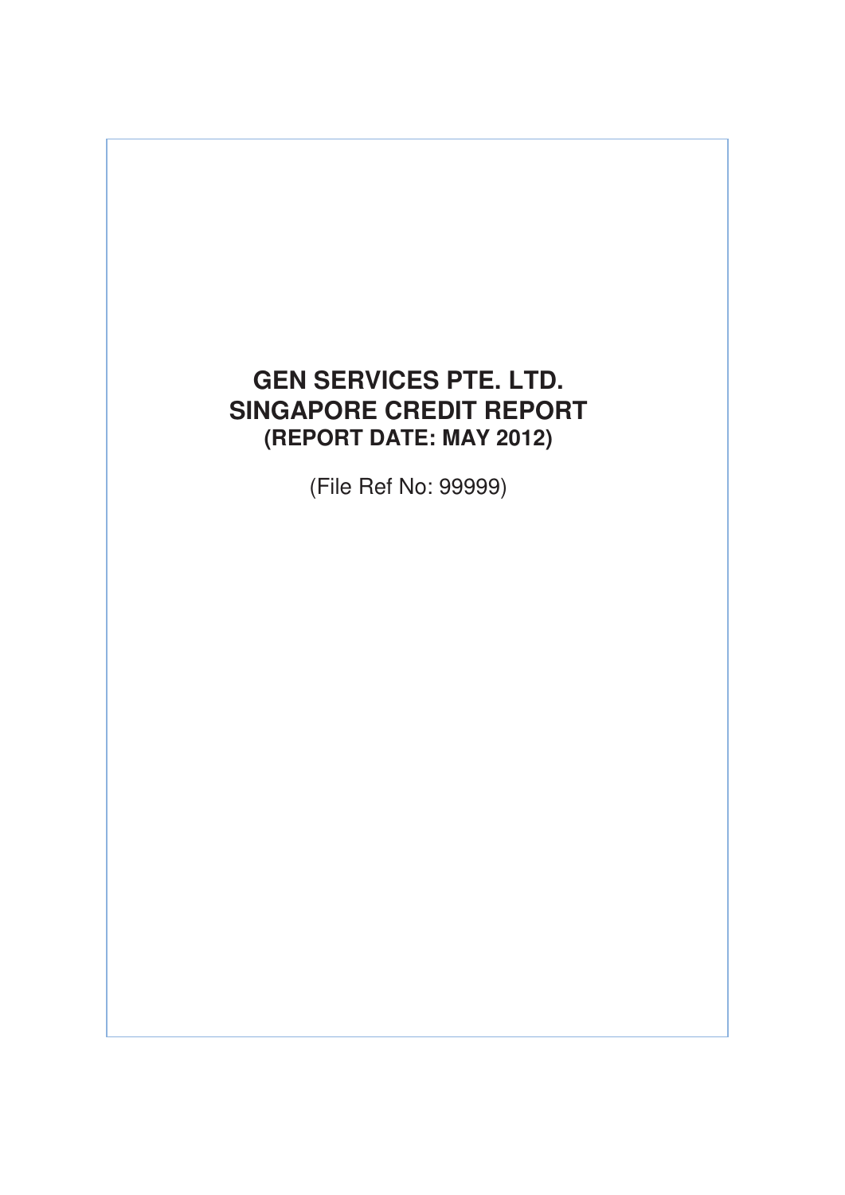# GEN SERVICES PTE. LTD.
# SINGAPORE CREDIT REPORT
### (REPORT DATE: MAY 2012)

(File Ref No: 99999)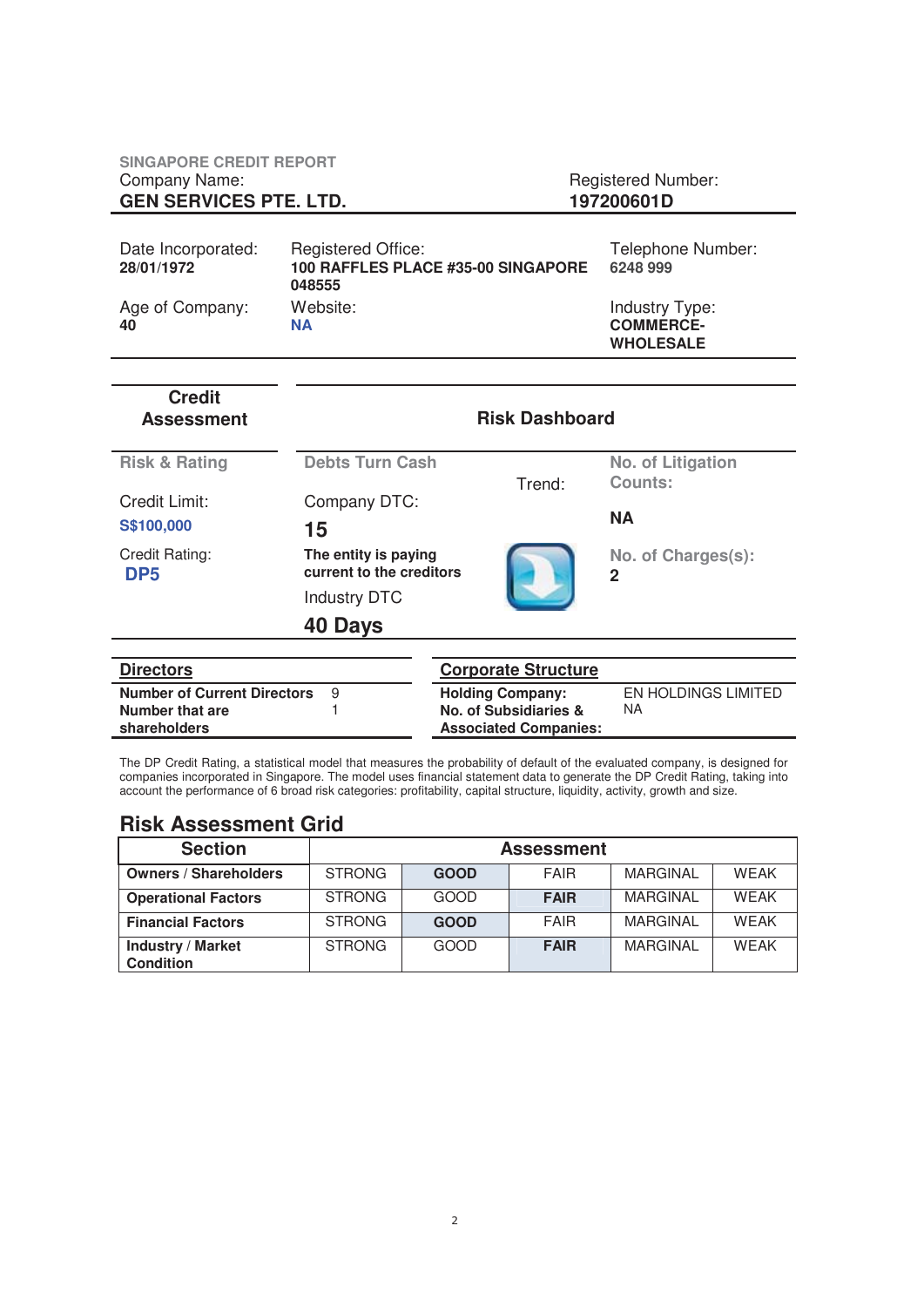SINGAPORE CREDIT REPORT

| Company Name: | Registered Number: |
|---|---|
| **GEN SERVICES PTE. LTD.** | **197200601D** |

| Date Incorporated: | Registered Office: | Telephone Number: |
|---|---|---|
| **28/01/1972** | **100 RAFFLES PLACE #35-00 SINGAPORE 048555** | **6248 999** |
| Age of Company: | Website: | Industry Type: |
| **40** | **NA** | **COMMERCE-WHOLESALE** |

## Credit Assessment

**Risk & Rating**

Credit Limit:
**S$100,000**

Credit Rating:
**DP5**

## Risk Dashboard

**Debts Turn Cash**

Company DTC:
**15**

**The entity is paying current to the creditors**

Trend:

Industry DTC
**40 Days**

**No. of Litigation Counts:**
**NA**

**No. of Charges(s):**
**2**

## Directors

| | |
|---|---|
| **Number of Current Directors** | 9 |
| **Number that are shareholders** | 1 |

## Corporate Structure

| | |
|---|---|
| **Holding Company:** | EN HOLDINGS LIMITED |
| **No. of Subsidiaries & Associated Companies:** | NA |

The DP Credit Rating, a statistical model that measures the probability of default of the evaluated company, is designed for companies incorporated in Singapore. The model uses financial statement data to generate the DP Credit Rating, taking into account the performance of 6 broad risk categories: profitability, capital structure, liquidity, activity, growth and size.

## Risk Assessment Grid

| Section | Assessment | | | | |
|---|---|---|---|---|---|
| **Owners / Shareholders** | STRONG | **GOOD** | FAIR | MARGINAL | WEAK |
| **Operational Factors** | STRONG | GOOD | **FAIR** | MARGINAL | WEAK |
| **Financial Factors** | STRONG | **GOOD** | FAIR | MARGINAL | WEAK |
| **Industry / Market Condition** | STRONG | GOOD | **FAIR** | MARGINAL | WEAK |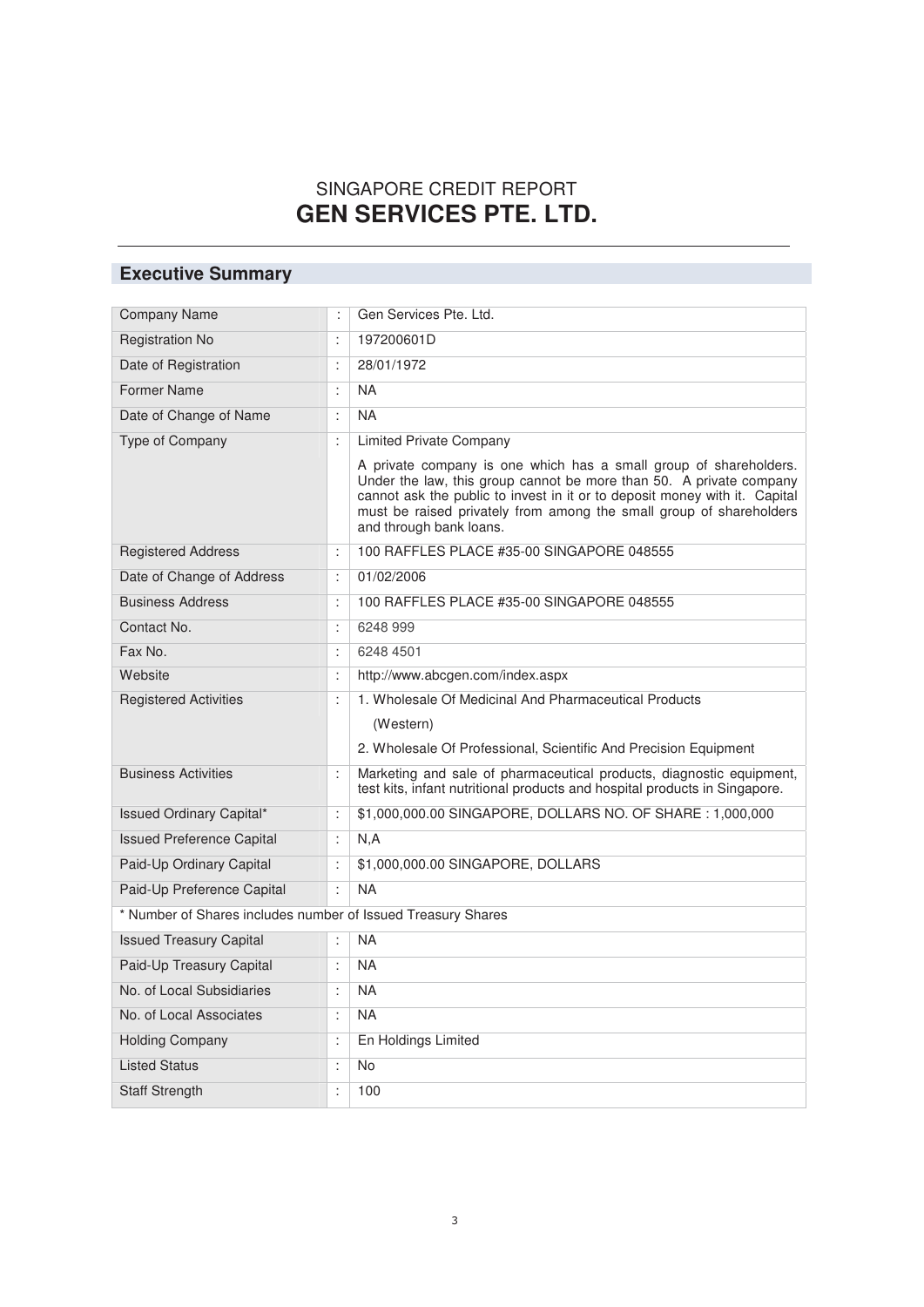# SINGAPORE CREDIT REPORT
# GEN SERVICES PTE. LTD.

## Executive Summary

| | | |
|---|---|---|
| Company Name | : | Gen Services Pte. Ltd. |
| Registration No | : | 197200601D |
| Date of Registration | : | 28/01/1972 |
| Former Name | : | NA |
| Date of Change of Name | : | NA |
| Type of Company | : | Limited Private Company<br><br>A private company is one which has a small group of shareholders. Under the law, this group cannot be more than 50. A private company cannot ask the public to invest in it or to deposit money with it. Capital must be raised privately from among the small group of shareholders and through bank loans. |
| Registered Address | : | 100 RAFFLES PLACE #35-00 SINGAPORE 048555 |
| Date of Change of Address | : | 01/02/2006 |
| Business Address | : | 100 RAFFLES PLACE #35-00 SINGAPORE 048555 |
| Contact No. | : | 6248 999 |
| Fax No. | : | 6248 4501 |
| Website | : | http://www.abcgen.com/index.aspx |
| Registered Activities | : | 1. Wholesale Of Medicinal And Pharmaceutical Products (Western)<br><br>2. Wholesale Of Professional, Scientific And Precision Equipment |
| Business Activities | : | Marketing and sale of pharmaceutical products, diagnostic equipment, test kits, infant nutritional products and hospital products in Singapore. |
| Issued Ordinary Capital* | : | $1,000,000.00 SINGAPORE, DOLLARS NO. OF SHARE : 1,000,000 |
| Issued Preference Capital | : | N,A |
| Paid-Up Ordinary Capital | : | $1,000,000.00 SINGAPORE, DOLLARS |
| Paid-Up Preference Capital | : | NA |
| * Number of Shares includes number of Issued Treasury Shares | | |
| Issued Treasury Capital | : | NA |
| Paid-Up Treasury Capital | : | NA |
| No. of Local Subsidiaries | : | NA |
| No. of Local Associates | : | NA |
| Holding Company | : | En Holdings Limited |
| Listed Status | : | No |
| Staff Strength | : | 100 |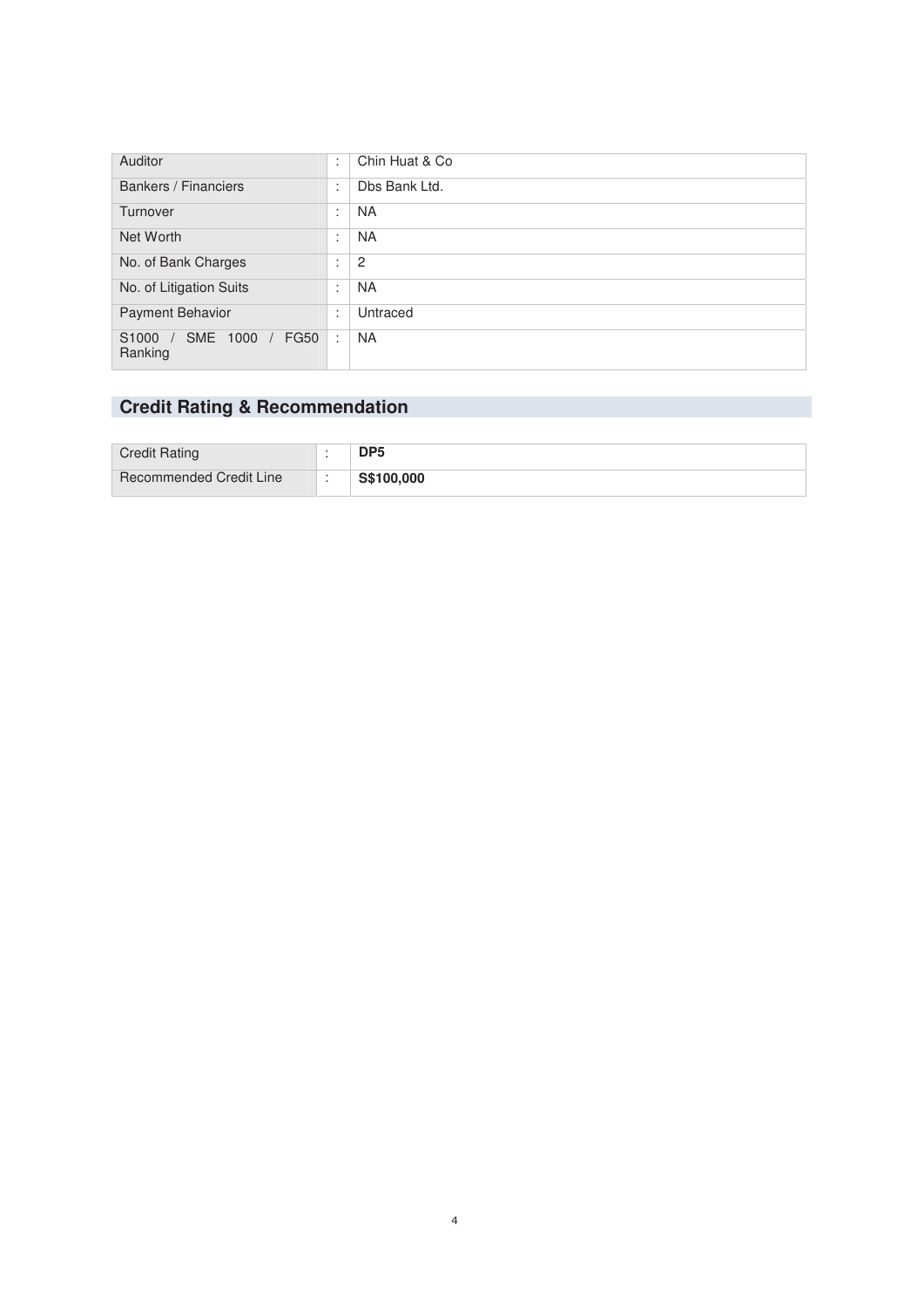| | | |
|---|---|---|
| Auditor | : | Chin Huat & Co |
| Bankers / Financiers | : | Dbs Bank Ltd. |
| Turnover | : | NA |
| Net Worth | : | NA |
| No. of Bank Charges | : | 2 |
| No. of Litigation Suits | : | NA |
| Payment Behavior | : | Untraced |
| S1000 / SME 1000 / FG50 Ranking | : | NA |

## Credit Rating & Recommendation

| | | |
|---|---|---|
| Credit Rating | : | **DP5** |
| Recommended Credit Line | : | **S$100,000** |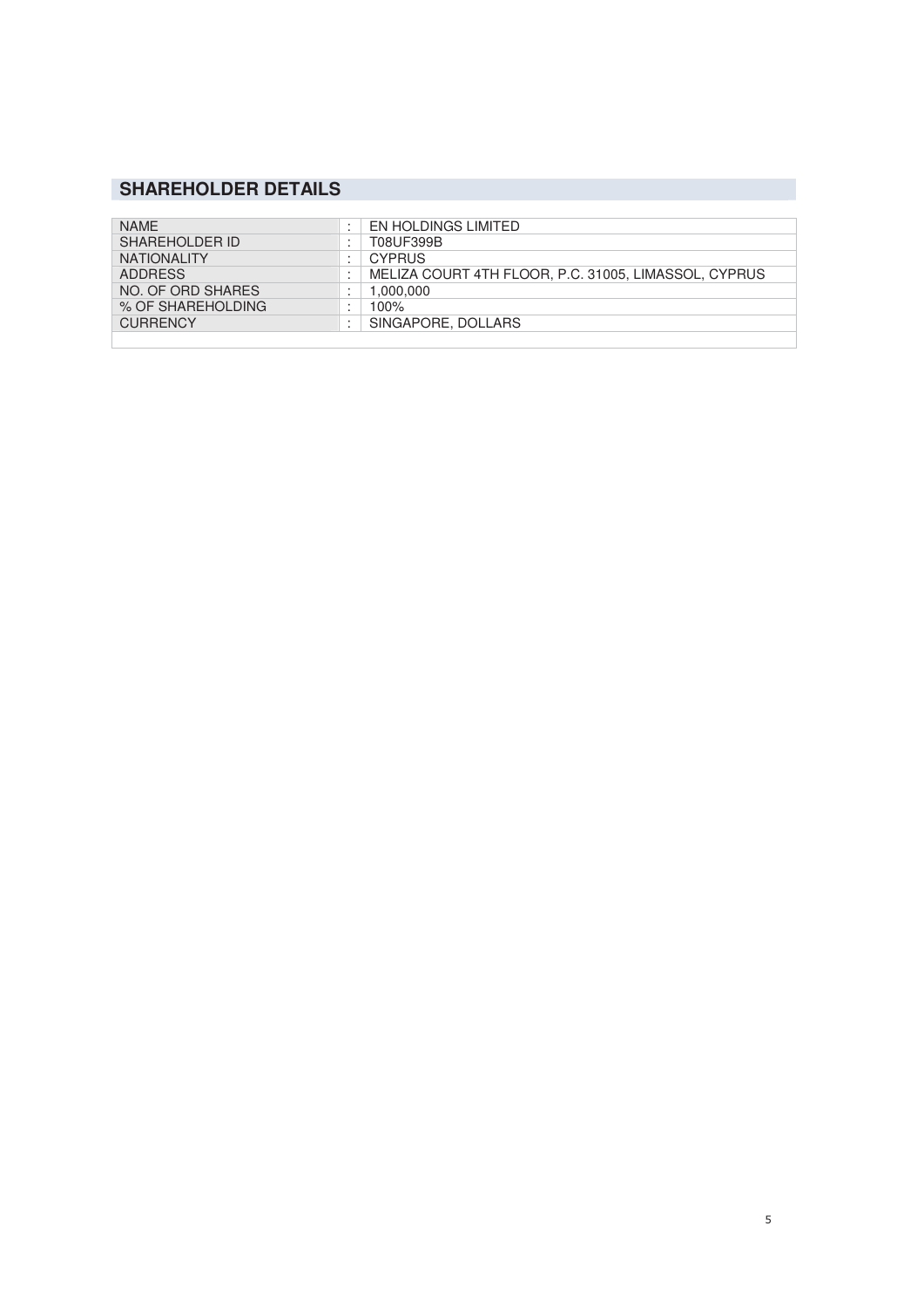## SHAREHOLDER DETAILS

| | | |
|---|---|---|
| NAME | : | EN HOLDINGS LIMITED |
| SHAREHOLDER ID | : | T08UF399B |
| NATIONALITY | : | CYPRUS |
| ADDRESS | : | MELIZA COURT 4TH FLOOR, P.C. 31005, LIMASSOL, CYPRUS |
| NO. OF ORD SHARES | : | 1,000,000 |
| % OF SHAREHOLDING | : | 100% |
| CURRENCY | : | SINGAPORE, DOLLARS |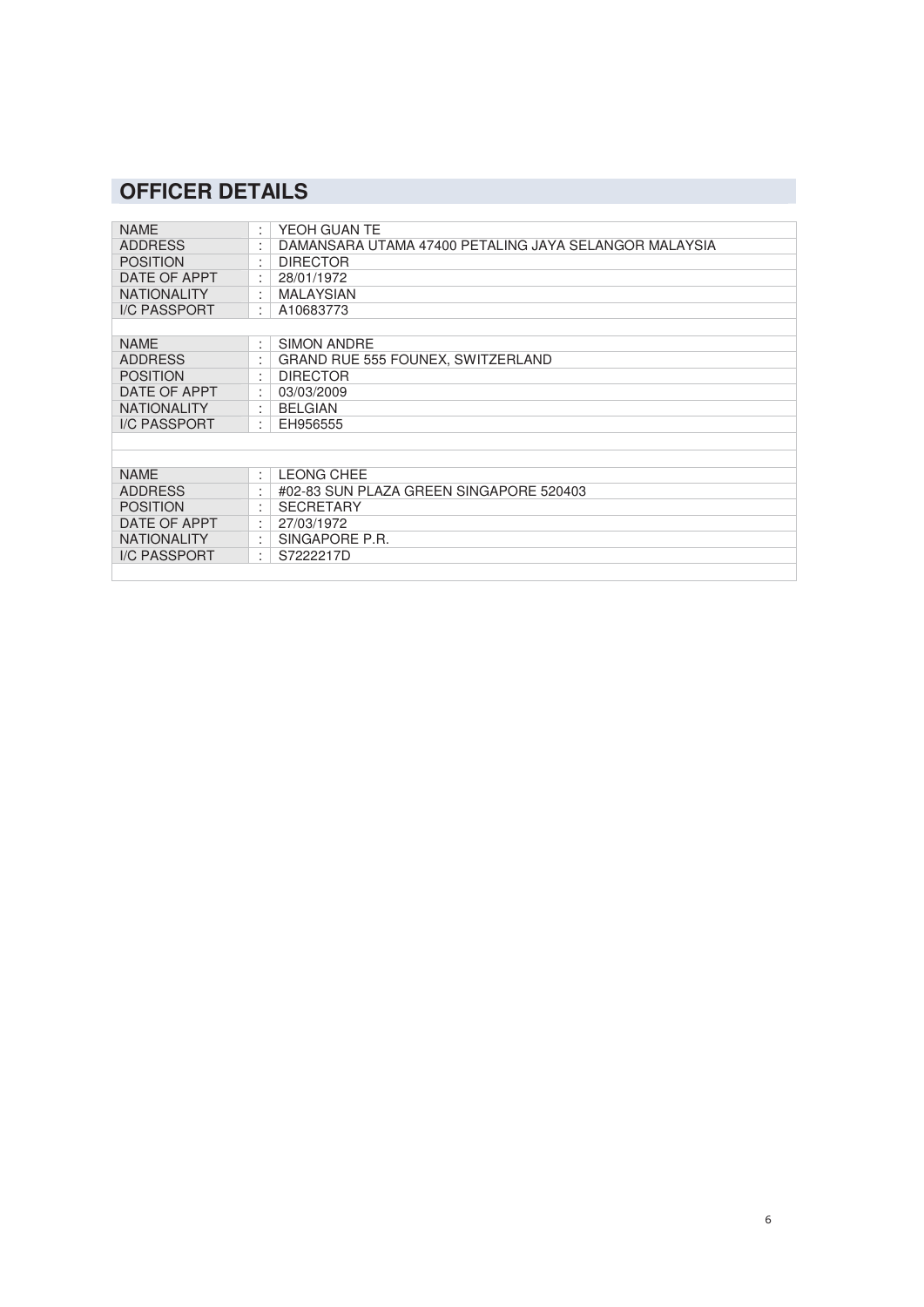## OFFICER DETAILS

| | | |
|---|---|---|
| NAME | : | YEOH GUAN TE |
| ADDRESS | : | DAMANSARA UTAMA 47400 PETALING JAYA SELANGOR MALAYSIA |
| POSITION | : | DIRECTOR |
| DATE OF APPT | : | 28/01/1972 |
| NATIONALITY | : | MALAYSIAN |
| I/C PASSPORT | : | A10683773 |
| | | |
| NAME | : | SIMON ANDRE |
| ADDRESS | : | GRAND RUE 555 FOUNEX, SWITZERLAND |
| POSITION | : | DIRECTOR |
| DATE OF APPT | : | 03/03/2009 |
| NATIONALITY | : | BELGIAN |
| I/C PASSPORT | : | EH956555 |
| | | |
| | | |
| NAME | : | LEONG CHEE |
| ADDRESS | : | #02-83 SUN PLAZA GREEN SINGAPORE 520403 |
| POSITION | : | SECRETARY |
| DATE OF APPT | : | 27/03/1972 |
| NATIONALITY | : | SINGAPORE P.R. |
| I/C PASSPORT | : | S7222217D |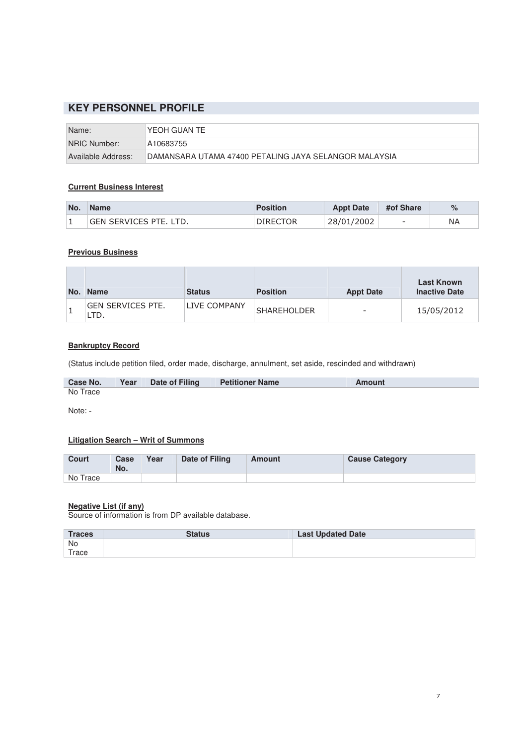## KEY PERSONNEL PROFILE

| | |
|---|---|
| Name: | YEOH GUAN TE |
| NRIC Number: | A10683755 |
| Available Address: | DAMANSARA UTAMA 47400 PETALING JAYA SELANGOR MALAYSIA |

**Current Business Interest**

| No. | Name | Position | Appt Date | #of Share | % |
|---|---|---|---|---|---|
| 1 | GEN SERVICES PTE. LTD. | DIRECTOR | 28/01/2002 | - | NA |

**Previous Business**

| No. | Name | Status | Position | Appt Date | Last Known Inactive Date |
|---|---|---|---|---|---|
| 1 | GEN SERVICES PTE. LTD. | LIVE COMPANY | SHAREHOLDER | - | 15/05/2012 |

**Bankruptcy Record**

(Status include petition filed, order made, discharge, annulment, set aside, rescinded and withdrawn)

| Case No. | Year | Date of Filing | Petitioner Name | Amount |
|---|---|---|---|---|
| No Trace | | | | |

Note: -

**Litigation Search – Writ of Summons**

| Court | Case No. | Year | Date of Filing | Amount | Cause Category |
|---|---|---|---|---|---|
| No Trace | | | | | |

**Negative List (if any)**
Source of information is from DP available database.

| Traces | Status | Last Updated Date |
|---|---|---|
| No Trace | | |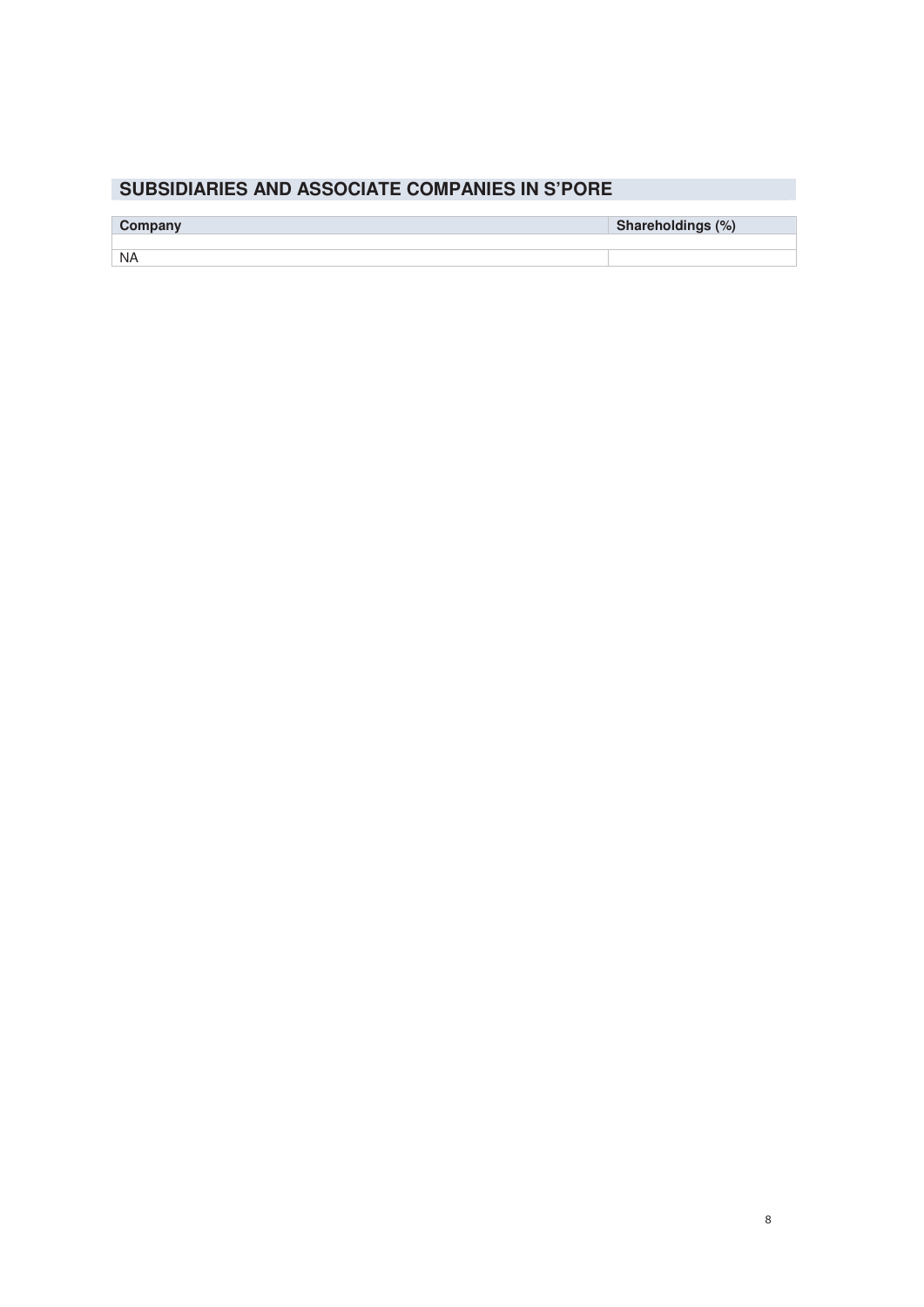## SUBSIDIARIES AND ASSOCIATE COMPANIES IN S'PORE

| Company | Shareholdings (%) |
|---|---|
| | |
| NA | |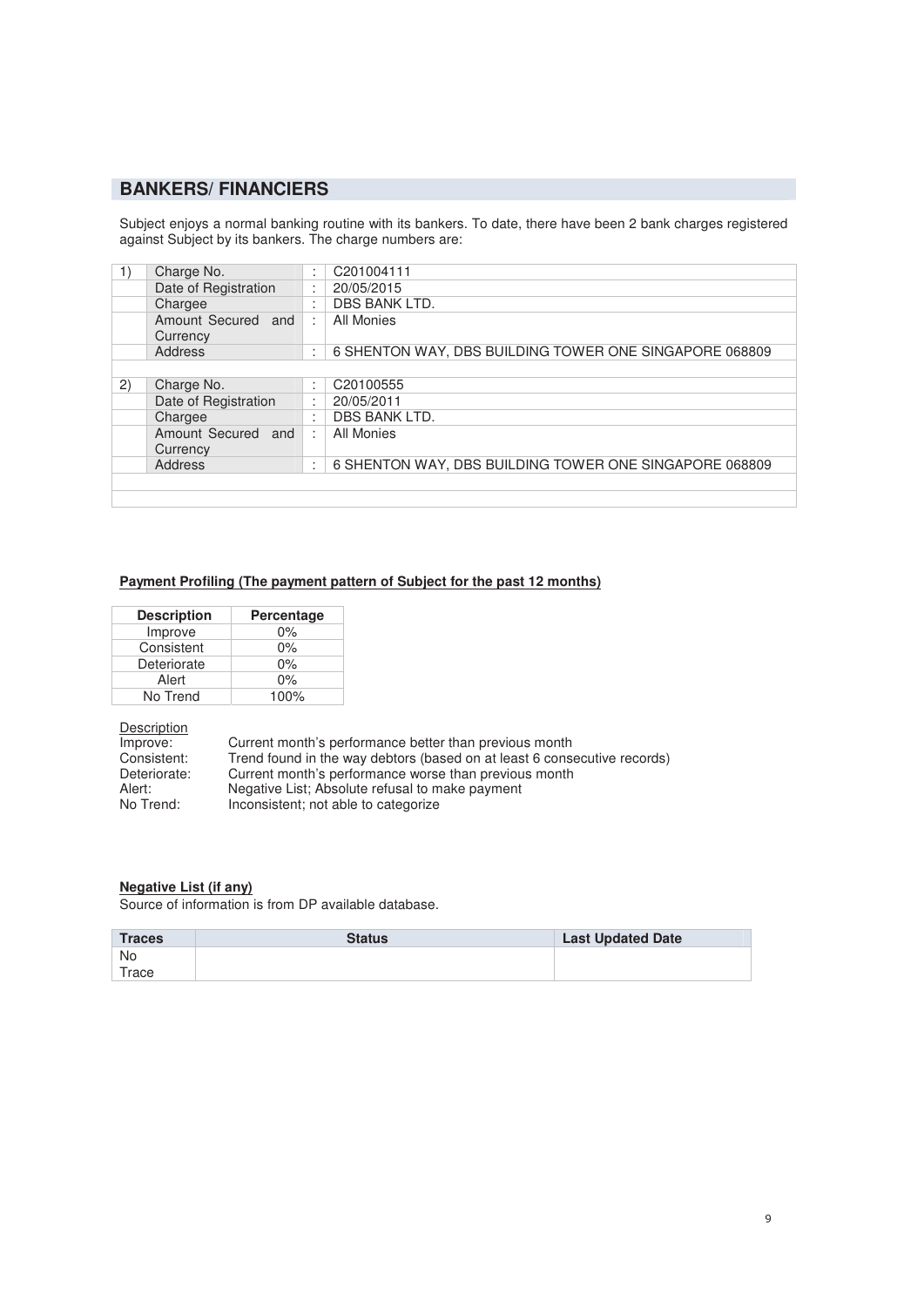## BANKERS/ FINANCIERS

Subject enjoys a normal banking routine with its bankers. To date, there have been 2 bank charges registered against Subject by its bankers. The charge numbers are:

| | | | |
|---|---|---|---|
| 1) | Charge No. | : | C201004111 |
| | Date of Registration | : | 20/05/2015 |
| | Chargee | : | DBS BANK LTD. |
| | Amount Secured and Currency | : | All Monies |
| | Address | : | 6 SHENTON WAY, DBS BUILDING TOWER ONE SINGAPORE 068809 |
| | | | |
| 2) | Charge No. | : | C20100555 |
| | Date of Registration | : | 20/05/2011 |
| | Chargee | : | DBS BANK LTD. |
| | Amount Secured and Currency | : | All Monies |
| | Address | : | 6 SHENTON WAY, DBS BUILDING TOWER ONE SINGAPORE 068809 |

**Payment Profiling (The payment pattern of Subject for the past 12 months)**

| Description | Percentage |
|---|---|
| Improve | 0% |
| Consistent | 0% |
| Deteriorate | 0% |
| Alert | 0% |
| No Trend | 100% |

Description

Improve: Current month's performance better than previous month
Consistent: Trend found in the way debtors (based on at least 6 consecutive records)
Deteriorate: Current month's performance worse than previous month
Alert: Negative List; Absolute refusal to make payment
No Trend: Inconsistent; not able to categorize

**Negative List (if any)**

Source of information is from DP available database.

| Traces | Status | Last Updated Date |
|---|---|---|
| No Trace | | |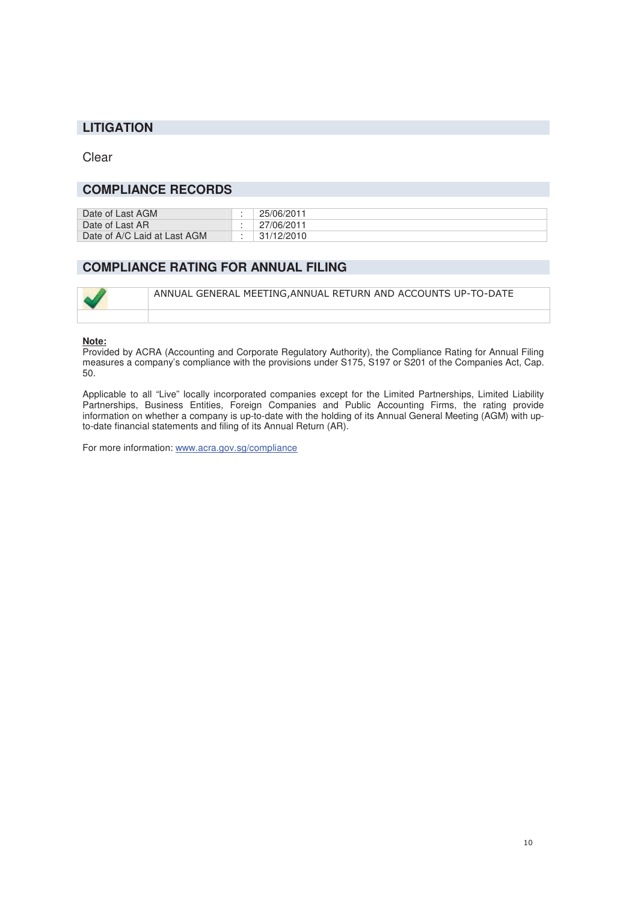## LITIGATION

Clear

## COMPLIANCE RECORDS

| | | |
|---|---|---|
| Date of Last AGM | : | 25/06/2011 |
| Date of Last AR | : | 27/06/2011 |
| Date of A/C Laid at Last AGM | : | 31/12/2010 |

## COMPLIANCE RATING FOR ANNUAL FILING

| | |
|---|---|
| ✓ | ANNUAL GENERAL MEETING,ANNUAL RETURN AND ACCOUNTS UP-TO-DATE |
| | |

**Note:**
Provided by ACRA (Accounting and Corporate Regulatory Authority), the Compliance Rating for Annual Filing measures a company's compliance with the provisions under S175, S197 or S201 of the Companies Act, Cap. 50.

Applicable to all "Live" locally incorporated companies except for the Limited Partnerships, Limited Liability Partnerships, Business Entities, Foreign Companies and Public Accounting Firms, the rating provide information on whether a company is up-to-date with the holding of its Annual General Meeting (AGM) with up-to-date financial statements and filing of its Annual Return (AR).

For more information: www.acra.gov.sg/compliance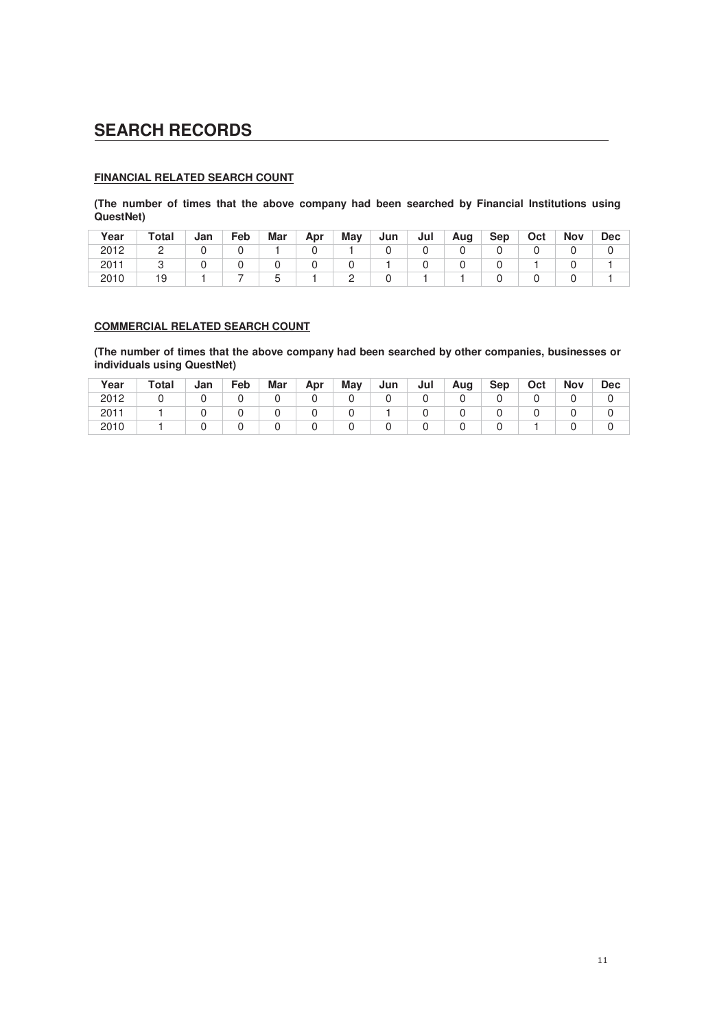# SEARCH RECORDS

**FINANCIAL RELATED SEARCH COUNT**

**(The number of times that the above company had been searched by Financial Institutions using QuestNet)**

| Year | Total | Jan | Feb | Mar | Apr | May | Jun | Jul | Aug | Sep | Oct | Nov | Dec |
|---|---|---|---|---|---|---|---|---|---|---|---|---|---|
| 2012 | 2 | 0 | 0 | 1 | 0 | 1 | 0 | 0 | 0 | 0 | 0 | 0 | 0 |
| 2011 | 3 | 0 | 0 | 0 | 0 | 0 | 1 | 0 | 0 | 0 | 1 | 0 | 1 |
| 2010 | 19 | 1 | 7 | 5 | 1 | 2 | 0 | 1 | 1 | 0 | 0 | 0 | 1 |

**COMMERCIAL RELATED SEARCH COUNT**

**(The number of times that the above company had been searched by other companies, businesses or individuals using QuestNet)**

| Year | Total | Jan | Feb | Mar | Apr | May | Jun | Jul | Aug | Sep | Oct | Nov | Dec |
|---|---|---|---|---|---|---|---|---|---|---|---|---|---|
| 2012 | 0 | 0 | 0 | 0 | 0 | 0 | 0 | 0 | 0 | 0 | 0 | 0 | 0 |
| 2011 | 1 | 0 | 0 | 0 | 0 | 0 | 1 | 0 | 0 | 0 | 0 | 0 | 0 |
| 2010 | 1 | 0 | 0 | 0 | 0 | 0 | 0 | 0 | 0 | 0 | 1 | 0 | 0 |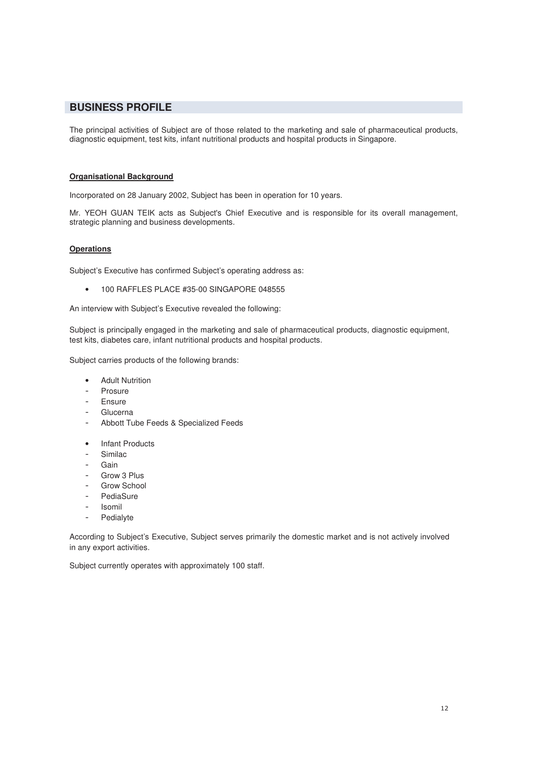## BUSINESS PROFILE

The principal activities of Subject are of those related to the marketing and sale of pharmaceutical products, diagnostic equipment, test kits, infant nutritional products and hospital products in Singapore.

**Organisational Background**

Incorporated on 28 January 2002, Subject has been in operation for 10 years.

Mr. YEOH GUAN TEIK acts as Subject's Chief Executive and is responsible for its overall management, strategic planning and business developments.

**Operations**

Subject's Executive has confirmed Subject's operating address as:

- 100 RAFFLES PLACE #35-00 SINGAPORE 048555

An interview with Subject's Executive revealed the following:

Subject is principally engaged in the marketing and sale of pharmaceutical products, diagnostic equipment, test kits, diabetes care, infant nutritional products and hospital products.

Subject carries products of the following brands:

- Adult Nutrition
  - Prosure
  - Ensure
  - Glucerna
  - Abbott Tube Feeds & Specialized Feeds

- Infant Products
  - Similac
  - Gain
  - Grow 3 Plus
  - Grow School
  - PediaSure
  - Isomil
  - Pedialyte

According to Subject's Executive, Subject serves primarily the domestic market and is not actively involved in any export activities.

Subject currently operates with approximately 100 staff.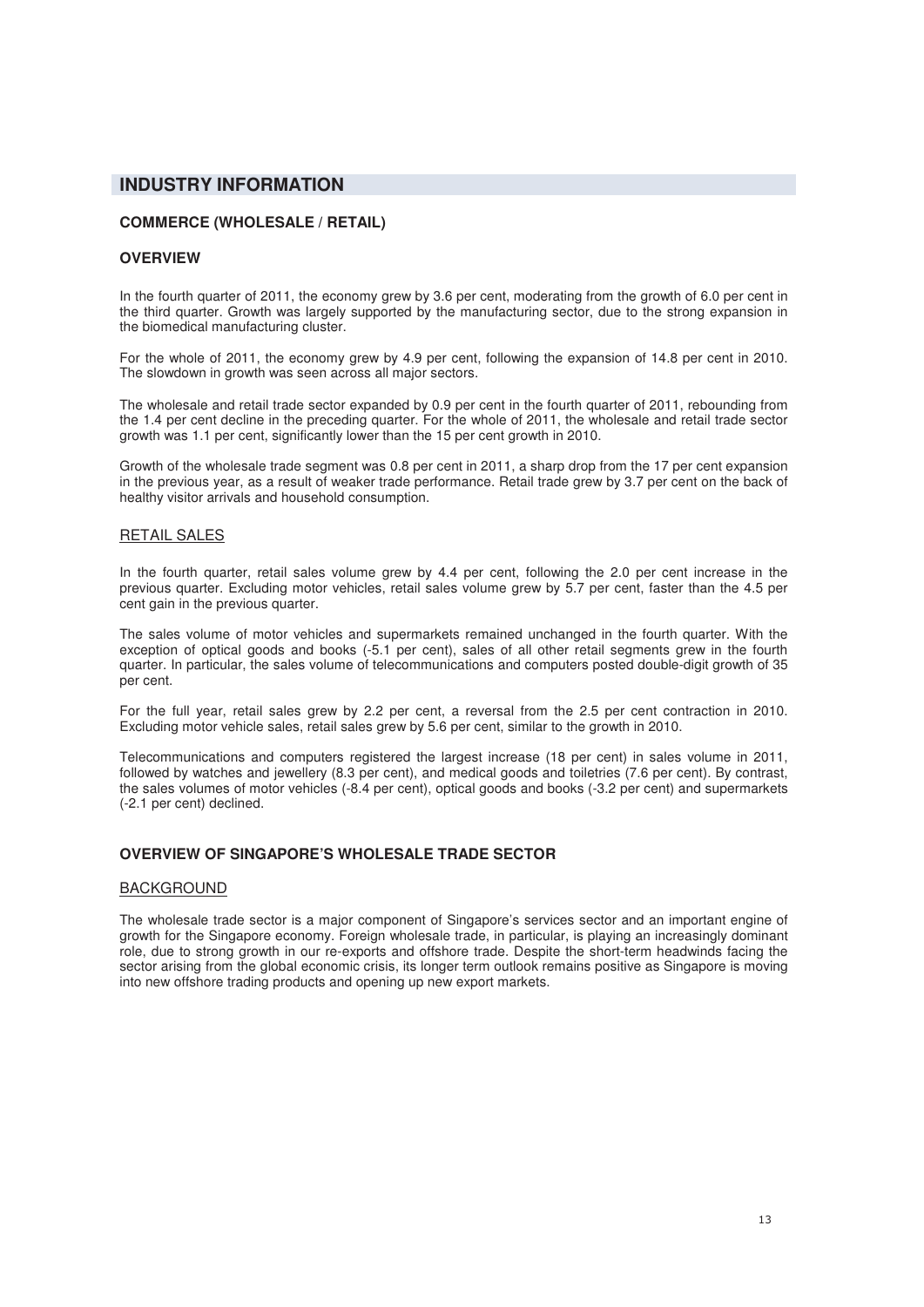## INDUSTRY INFORMATION

### COMMERCE (WHOLESALE / RETAIL)

### OVERVIEW

In the fourth quarter of 2011, the economy grew by 3.6 per cent, moderating from the growth of 6.0 per cent in the third quarter. Growth was largely supported by the manufacturing sector, due to the strong expansion in the biomedical manufacturing cluster.

For the whole of 2011, the economy grew by 4.9 per cent, following the expansion of 14.8 per cent in 2010. The slowdown in growth was seen across all major sectors.

The wholesale and retail trade sector expanded by 0.9 per cent in the fourth quarter of 2011, rebounding from the 1.4 per cent decline in the preceding quarter. For the whole of 2011, the wholesale and retail trade sector growth was 1.1 per cent, significantly lower than the 15 per cent growth in 2010.

Growth of the wholesale trade segment was 0.8 per cent in 2011, a sharp drop from the 17 per cent expansion in the previous year, as a result of weaker trade performance. Retail trade grew by 3.7 per cent on the back of healthy visitor arrivals and household consumption.

#### RETAIL SALES

In the fourth quarter, retail sales volume grew by 4.4 per cent, following the 2.0 per cent increase in the previous quarter. Excluding motor vehicles, retail sales volume grew by 5.7 per cent, faster than the 4.5 per cent gain in the previous quarter.

The sales volume of motor vehicles and supermarkets remained unchanged in the fourth quarter. With the exception of optical goods and books (-5.1 per cent), sales of all other retail segments grew in the fourth quarter. In particular, the sales volume of telecommunications and computers posted double-digit growth of 35 per cent.

For the full year, retail sales grew by 2.2 per cent, a reversal from the 2.5 per cent contraction in 2010. Excluding motor vehicle sales, retail sales grew by 5.6 per cent, similar to the growth in 2010.

Telecommunications and computers registered the largest increase (18 per cent) in sales volume in 2011, followed by watches and jewellery (8.3 per cent), and medical goods and toiletries (7.6 per cent). By contrast, the sales volumes of motor vehicles (-8.4 per cent), optical goods and books (-3.2 per cent) and supermarkets (-2.1 per cent) declined.

### OVERVIEW OF SINGAPORE'S WHOLESALE TRADE SECTOR

#### BACKGROUND

The wholesale trade sector is a major component of Singapore's services sector and an important engine of growth for the Singapore economy. Foreign wholesale trade, in particular, is playing an increasingly dominant role, due to strong growth in our re-exports and offshore trade. Despite the short-term headwinds facing the sector arising from the global economic crisis, its longer term outlook remains positive as Singapore is moving into new offshore trading products and opening up new export markets.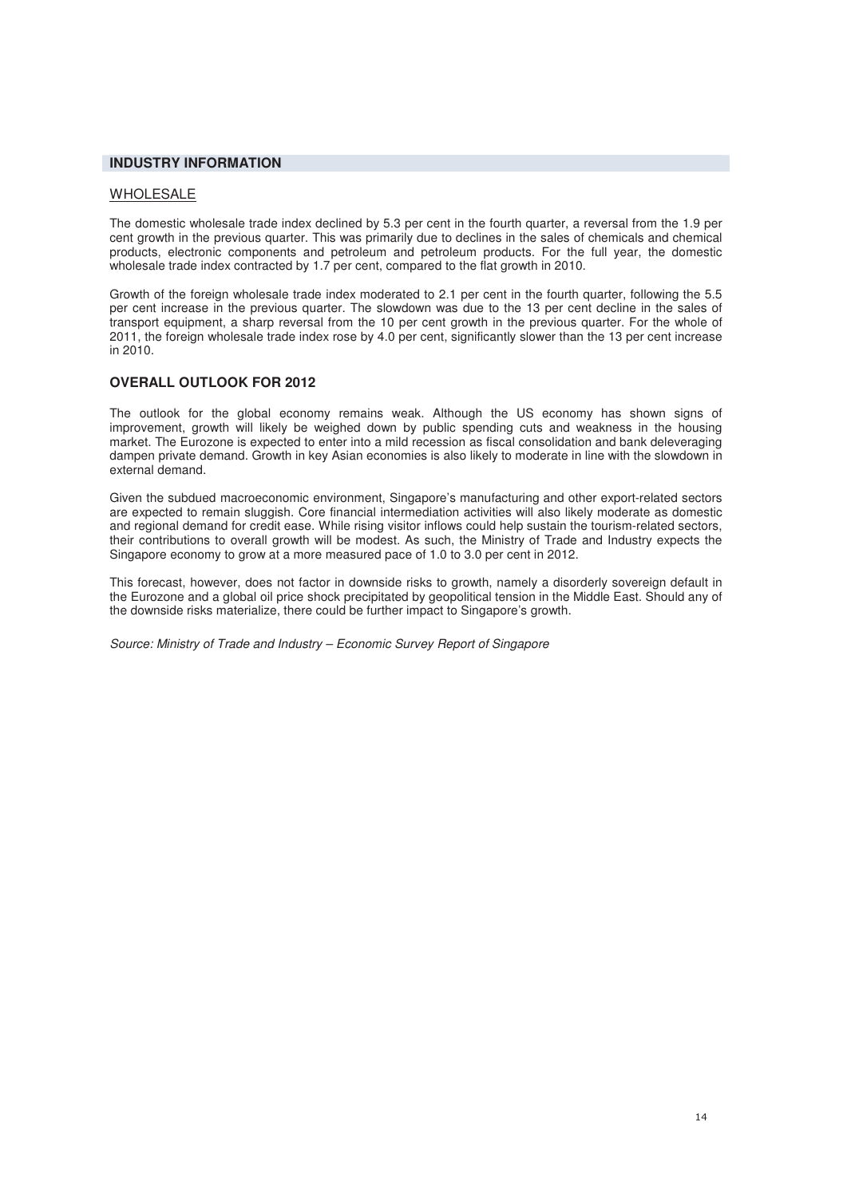## INDUSTRY INFORMATION

### WHOLESALE

The domestic wholesale trade index declined by 5.3 per cent in the fourth quarter, a reversal from the 1.9 per cent growth in the previous quarter. This was primarily due to declines in the sales of chemicals and chemical products, electronic components and petroleum and petroleum products. For the full year, the domestic wholesale trade index contracted by 1.7 per cent, compared to the flat growth in 2010.

Growth of the foreign wholesale trade index moderated to 2.1 per cent in the fourth quarter, following the 5.5 per cent increase in the previous quarter. The slowdown was due to the 13 per cent decline in the sales of transport equipment, a sharp reversal from the 10 per cent growth in the previous quarter. For the whole of 2011, the foreign wholesale trade index rose by 4.0 per cent, significantly slower than the 13 per cent increase in 2010.

### OVERALL OUTLOOK FOR 2012

The outlook for the global economy remains weak. Although the US economy has shown signs of improvement, growth will likely be weighed down by public spending cuts and weakness in the housing market. The Eurozone is expected to enter into a mild recession as fiscal consolidation and bank deleveraging dampen private demand. Growth in key Asian economies is also likely to moderate in line with the slowdown in external demand.

Given the subdued macroeconomic environment, Singapore's manufacturing and other export-related sectors are expected to remain sluggish. Core financial intermediation activities will also likely moderate as domestic and regional demand for credit ease. While rising visitor inflows could help sustain the tourism-related sectors, their contributions to overall growth will be modest. As such, the Ministry of Trade and Industry expects the Singapore economy to grow at a more measured pace of 1.0 to 3.0 per cent in 2012.

This forecast, however, does not factor in downside risks to growth, namely a disorderly sovereign default in the Eurozone and a global oil price shock precipitated by geopolitical tension in the Middle East. Should any of the downside risks materialize, there could be further impact to Singapore's growth.

*Source: Ministry of Trade and Industry – Economic Survey Report of Singapore*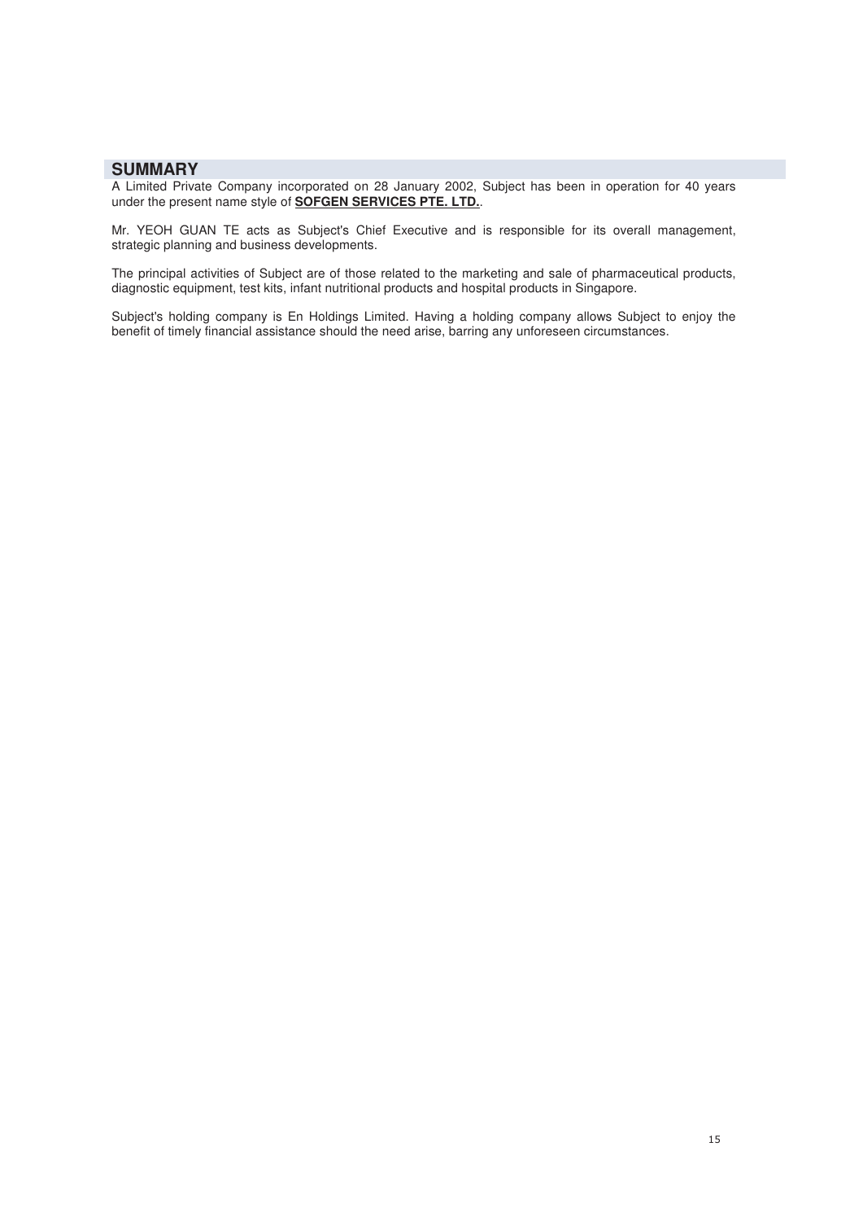## SUMMARY

A Limited Private Company incorporated on 28 January 2002, Subject has been in operation for 40 years under the present name style of **SOFGEN SERVICES PTE. LTD.**.

Mr. YEOH GUAN TE acts as Subject's Chief Executive and is responsible for its overall management, strategic planning and business developments.

The principal activities of Subject are of those related to the marketing and sale of pharmaceutical products, diagnostic equipment, test kits, infant nutritional products and hospital products in Singapore.

Subject's holding company is En Holdings Limited. Having a holding company allows Subject to enjoy the benefit of timely financial assistance should the need arise, barring any unforeseen circumstances.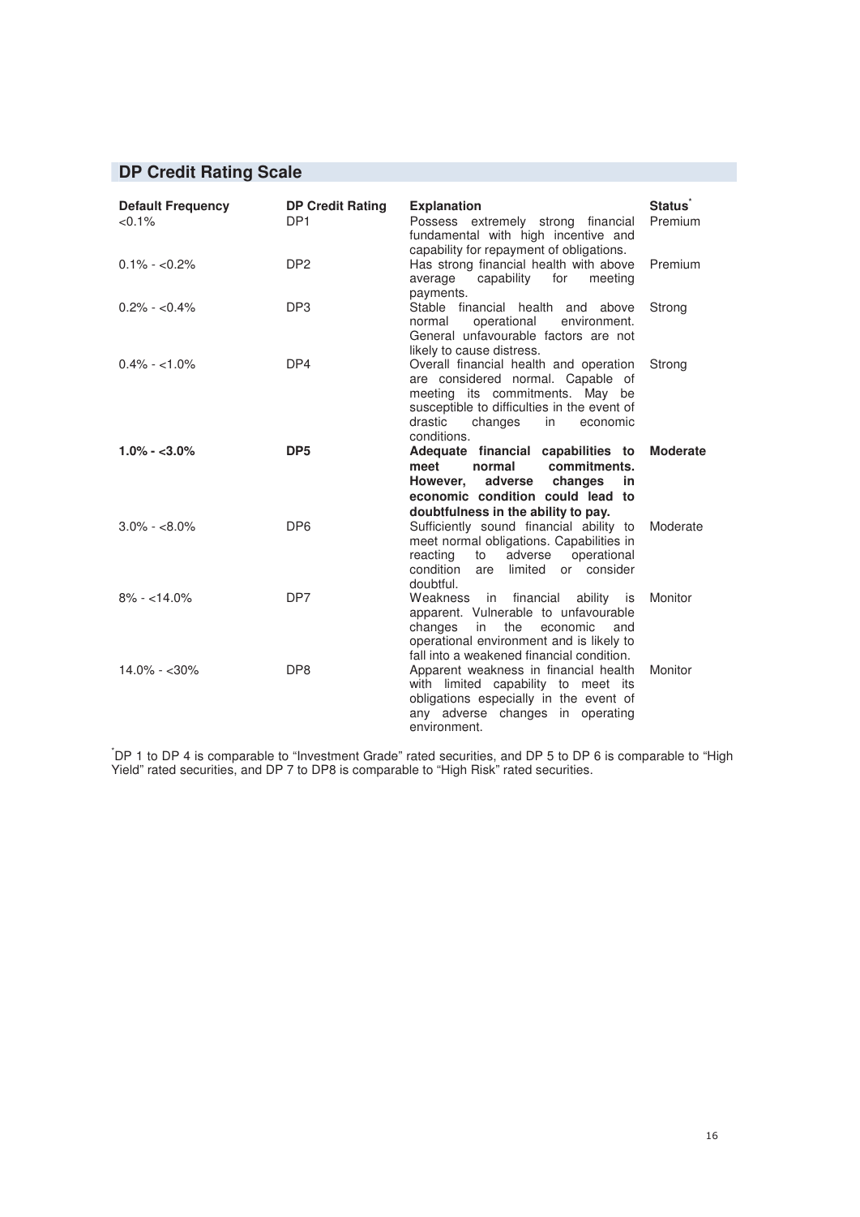## DP Credit Rating Scale

| Default Frequency | DP Credit Rating | Explanation | Status* |
|---|---|---|---|
| <0.1% | DP1 | Possess extremely strong financial fundamental with high incentive and capability for repayment of obligations. | Premium |
| 0.1% - <0.2% | DP2 | Has strong financial health with above average capability for meeting payments. | Premium |
| 0.2% - <0.4% | DP3 | Stable financial health and above normal operational environment. General unfavourable factors are not likely to cause distress. | Strong |
| 0.4% - <1.0% | DP4 | Overall financial health and operation are considered normal. Capable of meeting its commitments. May be susceptible to difficulties in the event of drastic changes in economic conditions. | Strong |
| **1.0% - <3.0%** | **DP5** | **Adequate financial capabilities to meet normal commitments. However, adverse changes in economic condition could lead to doubtfulness in the ability to pay.** | **Moderate** |
| 3.0% - <8.0% | DP6 | Sufficiently sound financial ability to meet normal obligations. Capabilities in reacting to adverse operational condition are limited or consider doubtful. | Moderate |
| 8% - <14.0% | DP7 | Weakness in financial ability is apparent. Vulnerable to unfavourable changes in the economic and operational environment and is likely to fall into a weakened financial condition. | Monitor |
| 14.0% - <30% | DP8 | Apparent weakness in financial health with limited capability to meet its obligations especially in the event of any adverse changes in operating environment. | Monitor |

*DP 1 to DP 4 is comparable to "Investment Grade" rated securities, and DP 5 to DP 6 is comparable to "High Yield" rated securities, and DP 7 to DP8 is comparable to "High Risk" rated securities.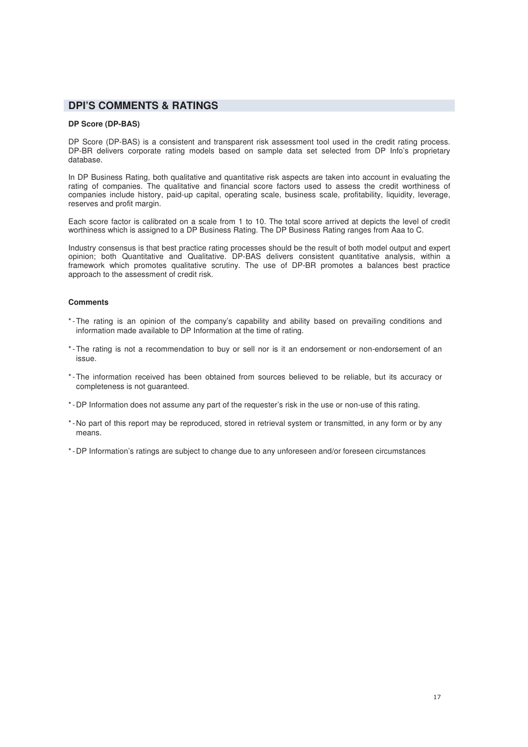## DPI'S COMMENTS & RATINGS

**DP Score (DP-BAS)**

DP Score (DP-BAS) is a consistent and transparent risk assessment tool used in the credit rating process. DP-BR delivers corporate rating models based on sample data set selected from DP Info's proprietary database.

In DP Business Rating, both qualitative and quantitative risk aspects are taken into account in evaluating the rating of companies. The qualitative and financial score factors used to assess the credit worthiness of companies include history, paid-up capital, operating scale, business scale, profitability, liquidity, leverage, reserves and profit margin.

Each score factor is calibrated on a scale from 1 to 10. The total score arrived at depicts the level of credit worthiness which is assigned to a DP Business Rating. The DP Business Rating ranges from Aaa to C.

Industry consensus is that best practice rating processes should be the result of both model output and expert opinion; both Quantitative and Qualitative. DP-BAS delivers consistent quantitative analysis, within a framework which promotes qualitative scrutiny. The use of DP-BR promotes a balances best practice approach to the assessment of credit risk.

**Comments**

*- The rating is an opinion of the company's capability and ability based on prevailing conditions and information made available to DP Information at the time of rating.

*- The rating is not a recommendation to buy or sell nor is it an endorsement or non-endorsement of an issue.

*- The information received has been obtained from sources believed to be reliable, but its accuracy or completeness is not guaranteed.

*- DP Information does not assume any part of the requester's risk in the use or non-use of this rating.

*- No part of this report may be reproduced, stored in retrieval system or transmitted, in any form or by any means.

*- DP Information's ratings are subject to change due to any unforeseen and/or foreseen circumstances